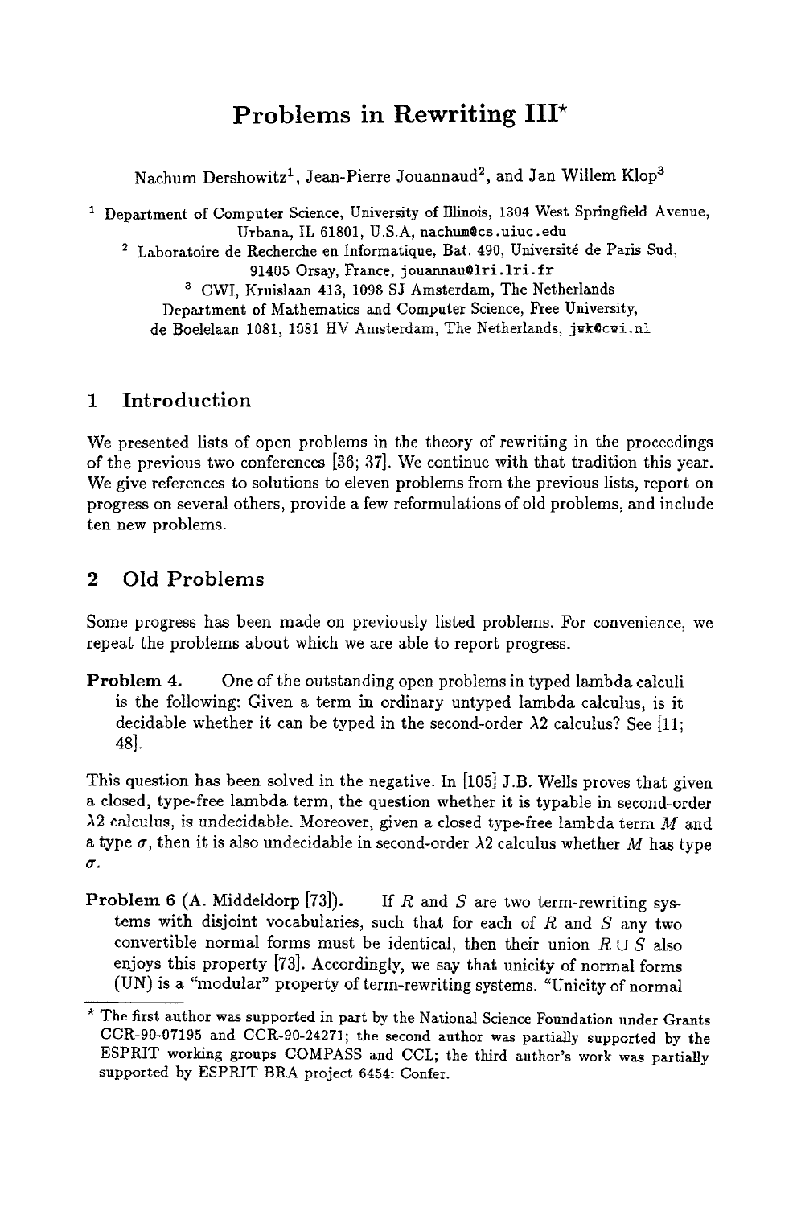# Problems in Rewriting III*

Nachum Dershowitz[1], Jean-Pierre Jouannaud[2], and Jan Willem Klop[3]

[1] Department of Computer Science, University of Illinois, 1304 West Springfield Avenue, Urbana, IL 61801, U.S.A, nachum@cs.uiuc.edu

[2] Laboratoire de Recherche en Informatique, Bat. 490, Université de Paris Sud, 91405 Orsay, France, jouannau@lri.lri.fr

[3] CWI, Kruislaan 413, 1098 SJ Amsterdam, The Netherlands
Department of Mathematics and Computer Science, Free University, de Boelelaan 1081, 1081 HV Amsterdam, The Netherlands, jwk@cwi.nl

## 1 Introduction

We presented lists of open problems in the theory of rewriting in the proceedings of the previous two conferences [36; 37]. We continue with that tradition this year. We give references to solutions to eleven problems from the previous lists, report on progress on several others, provide a few reformulations of old problems, and include ten new problems.

## 2 Old Problems

Some progress has been made on previously listed problems. For convenience, we repeat the problems about which we are able to report progress.

**Problem 4.** One of the outstanding open problems in typed lambda calculi is the following: Given a term in ordinary untyped lambda calculus, is it decidable whether it can be typed in the second-order $\lambda 2$ calculus? See [11; 48].

This question has been solved in the negative. In [105] J.B. Wells proves that given a closed, type-free lambda term, the question whether it is typable in second-order $\lambda 2$ calculus, is undecidable. Moreover, given a closed type-free lambda term $M$ and a type $\sigma$, then it is also undecidable in second-order $\lambda 2$ calculus whether $M$ has type $\sigma$.

**Problem 6** (A. Middeldorp [73]). If $R$ and $S$ are two term-rewriting systems with disjoint vocabularies, such that for each of $R$ and $S$ any two convertible normal forms must be identical, then their union $R \cup S$ also enjoys this property [73]. Accordingly, we say that unicity of normal forms (UN) is a "modular" property of term-rewriting systems. "Unicity of normal

* The first author was supported in part by the National Science Foundation under Grants CCR-90-07195 and CCR-90-24271; the second author was partially supported by the ESPRIT working groups COMPASS and CCL; the third author's work was partially supported by ESPRIT BRA project 6454: Confer.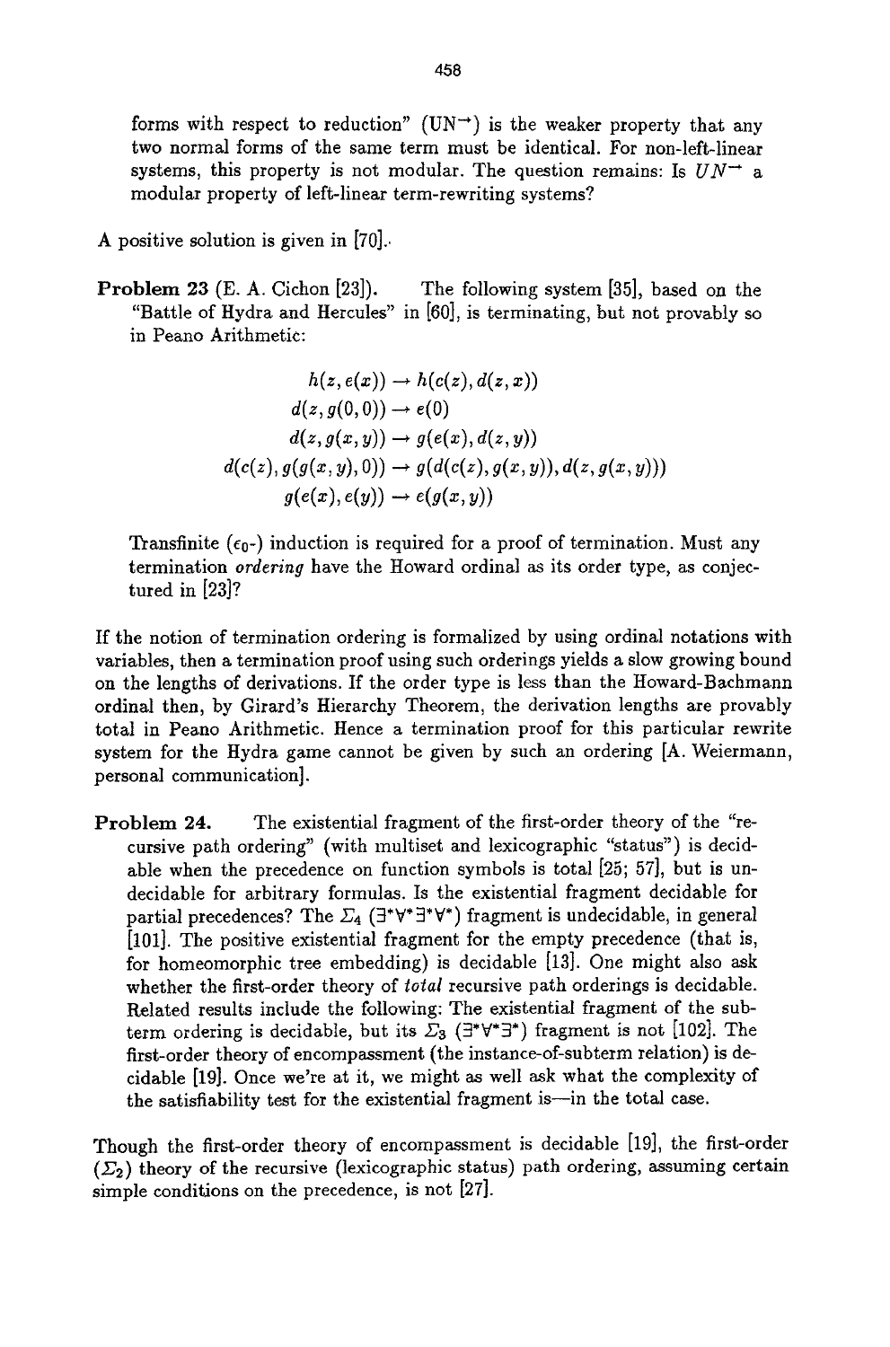forms with respect to reduction" ($UN^{\rightarrow}$) is the weaker property that any two normal forms of the same term must be identical. For non-left-linear systems, this property is not modular. The question remains: Is $UN^{\rightarrow}$ a modular property of left-linear term-rewriting systems?

A positive solution is given in [70].

**Problem 23** (E. A. Cichon [23]). The following system [35], based on the "Battle of Hydra and Hercules" in [60], is terminating, but not provably so in Peano Arithmetic:

$$
\begin{aligned}
h(z, e(x)) &\rightarrow h(c(z), d(z, x)) \\
d(z, g(0, 0)) &\rightarrow e(0) \\
d(z, g(x, y)) &\rightarrow g(e(x), d(z, y)) \\
d(c(z), g(g(x, y), 0)) &\rightarrow g(d(c(z), g(x, y)), d(z, g(x, y))) \\
g(e(x), e(y)) &\rightarrow e(g(x, y))
\end{aligned}
$$

Transfinite ($\epsilon_0$-) induction is required for a proof of termination. Must any termination *ordering* have the Howard ordinal as its order type, as conjectured in [23]?

If the notion of termination ordering is formalized by using ordinal notations with variables, then a termination proof using such orderings yields a slow growing bound on the lengths of derivations. If the order type is less than the Howard-Bachmann ordinal then, by Girard's Hierarchy Theorem, the derivation lengths are provably total in Peano Arithmetic. Hence a termination proof for this particular rewrite system for the Hydra game cannot be given by such an ordering [A. Weiermann, personal communication].

**Problem 24.** The existential fragment of the first-order theory of the "recursive path ordering" (with multiset and lexicographic "status") is decidable when the precedence on function symbols is total [25; 57], but is undecidable for arbitrary formulas. Is the existential fragment decidable for partial precedences? The $\Sigma_4$ ($\exists^*\forall^*\exists^*\forall^*$) fragment is undecidable, in general [101]. The positive existential fragment for the empty precedence (that is, for homeomorphic tree embedding) is decidable [13]. One might also ask whether the first-order theory of *total* recursive path orderings is decidable. Related results include the following: The existential fragment of the subterm ordering is decidable, but its $\Sigma_3$ ($\exists^*\forall^*\exists^*$) fragment is not [102]. The first-order theory of encompassment (the instance-of-subterm relation) is decidable [19]. Once we're at it, we might as well ask what the complexity of the satisfiability test for the existential fragment is—in the total case.

Though the first-order theory of encompassment is decidable [19], the first-order ($\Sigma_2$) theory of the recursive (lexicographic status) path ordering, assuming certain simple conditions on the precedence, is not [27].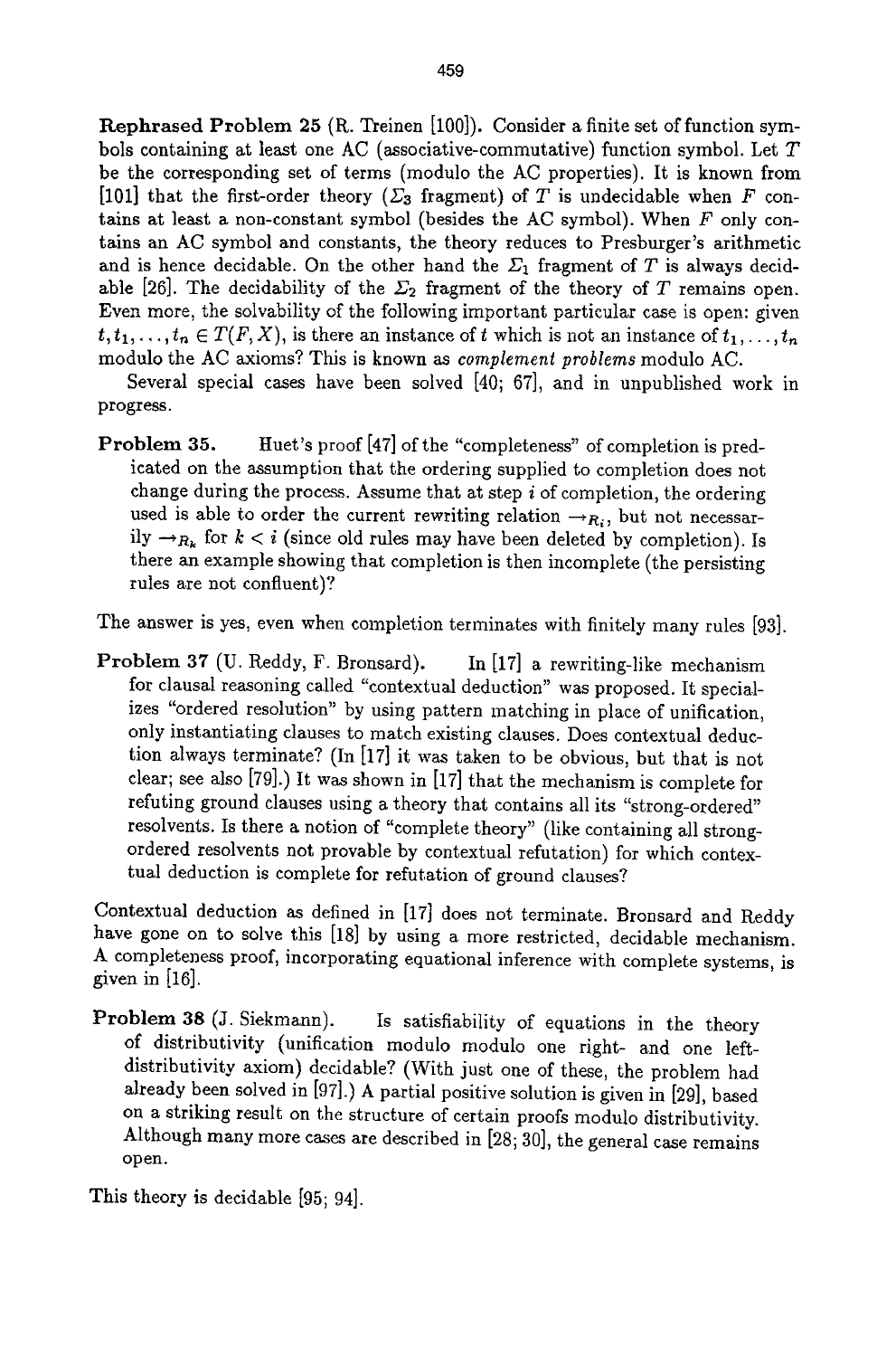**Rephrased Problem 25** (R. Treinen [100]). Consider a finite set of function symbols containing at least one AC (associative-commutative) function symbol. Let $T$ be the corresponding set of terms (modulo the AC properties). It is known from [101] that the first-order theory ($\Sigma_3$ fragment) of $T$ is undecidable when $F$ contains at least a non-constant symbol (besides the AC symbol). When $F$ only contains an AC symbol and constants, the theory reduces to Presburger's arithmetic and is hence decidable. On the other hand the $\Sigma_1$ fragment of $T$ is always decidable [26]. The decidability of the $\Sigma_2$ fragment of the theory of $T$ remains open. Even more, the solvability of the following important particular case is open: given $t, t_1, \ldots, t_n \in T(F, X)$, is there an instance of $t$ which is not an instance of $t_1, \ldots, t_n$ modulo the AC axioms? This is known as *complement problems* modulo AC.

Several special cases have been solved [40; 67], and in unpublished work in progress.

**Problem 35.** Huet's proof [47] of the "completeness" of completion is predicated on the assumption that the ordering supplied to completion does not change during the process. Assume that at step $i$ of completion, the ordering used is able to order the current rewriting relation $\rightarrow_{R_i}$, but not necessarily $\rightarrow_{R_k}$ for $k < i$ (since old rules may have been deleted by completion). Is there an example showing that completion is then incomplete (the persisting rules are not confluent)?

The answer is yes, even when completion terminates with finitely many rules [93].

**Problem 37** (U. Reddy, F. Bronsard). In [17] a rewriting-like mechanism for clausal reasoning called "contextual deduction" was proposed. It specializes "ordered resolution" by using pattern matching in place of unification, only instantiating clauses to match existing clauses. Does contextual deduction always terminate? (In [17] it was taken to be obvious, but that is not clear; see also [79].) It was shown in [17] that the mechanism is complete for refuting ground clauses using a theory that contains all its "strong-ordered" resolvents. Is there a notion of "complete theory" (like containing all strong-ordered resolvents not provable by contextual refutation) for which contextual deduction is complete for refutation of ground clauses?

Contextual deduction as defined in [17] does not terminate. Bronsard and Reddy have gone on to solve this [18] by using a more restricted, decidable mechanism. A completeness proof, incorporating equational inference with complete systems, is given in [16].

**Problem 38** (J. Siekmann). Is satisfiability of equations in the theory of distributivity (unification modulo modulo one right- and one left-distributivity axiom) decidable? (With just one of these, the problem had already been solved in [97].) A partial positive solution is given in [29], based on a striking result on the structure of certain proofs modulo distributivity. Although many more cases are described in [28; 30], the general case remains open.

This theory is decidable [95; 94].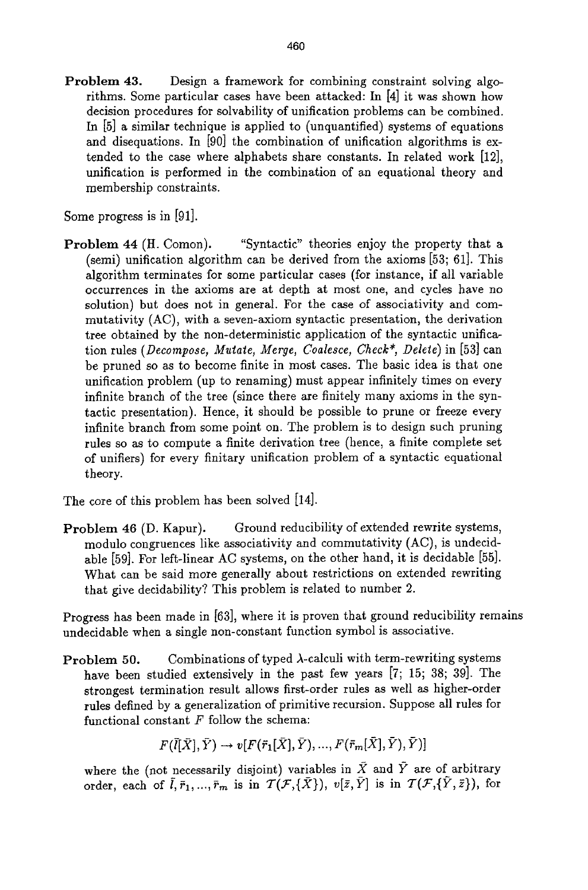**Problem 43.** Design a framework for combining constraint solving algorithms. Some particular cases have been attacked: In [4] it was shown how decision procedures for solvability of unification problems can be combined. In [5] a similar technique is applied to (unquantified) systems of equations and disequations. In [90] the combination of unification algorithms is extended to the case where alphabets share constants. In related work [12], unification is performed in the combination of an equational theory and membership constraints.

Some progress is in [91].

**Problem 44** (H. Comon). "Syntactic" theories enjoy the property that a (semi) unification algorithm can be derived from the axioms [53; 61]. This algorithm terminates for some particular cases (for instance, if all variable occurrences in the axioms are at depth at most one, and cycles have no solution) but does not in general. For the case of associativity and commutativity (AC), with a seven-axiom syntactic presentation, the derivation tree obtained by the non-deterministic application of the syntactic unification rules (*Decompose, Mutate, Merge, Coalesce, Check*, Delete*) in [53] can be pruned so as to become finite in most cases. The basic idea is that one unification problem (up to renaming) must appear infinitely times on every infinite branch of the tree (since there are finitely many axioms in the syntactic presentation). Hence, it should be possible to prune or freeze every infinite branch from some point on. The problem is to design such pruning rules so as to compute a finite derivation tree (hence, a finite complete set of unifiers) for every finitary unification problem of a syntactic equational theory.

The core of this problem has been solved [14].

**Problem 46** (D. Kapur). Ground reducibility of extended rewrite systems, modulo congruences like associativity and commutativity (AC), is undecidable [59]. For left-linear AC systems, on the other hand, it is decidable [55]. What can be said more generally about restrictions on extended rewriting that give decidability? This problem is related to number 2.

Progress has been made in [63], where it is proven that ground reducibility remains undecidable when a single non-constant function symbol is associative.

**Problem 50.** Combinations of typed $\lambda$-calculi with term-rewriting systems have been studied extensively in the past few years [7; 15; 38; 39]. The strongest termination result allows first-order rules as well as higher-order rules defined by a generalization of primitive recursion. Suppose all rules for functional constant $F$ follow the schema:

$$F(\bar{l}[\bar{X}], \bar{Y}) \rightarrow v[F(\bar{r}_1[\bar{X}], \bar{Y}), ..., F(\bar{r}_m[\bar{X}], \bar{Y}), \bar{Y})]$$

where the (not necessarily disjoint) variables in $\bar{X}$ and $\bar{Y}$ are of arbitrary order, each of $\bar{l}, \bar{r}_1, ..., \bar{r}_m$ is in $\mathcal{T}(\mathcal{F}, \{\bar{X}\})$, $v[\bar{z}, \bar{Y}]$ is in $\mathcal{T}(\mathcal{F}, \{\bar{Y}, \bar{z}\})$, for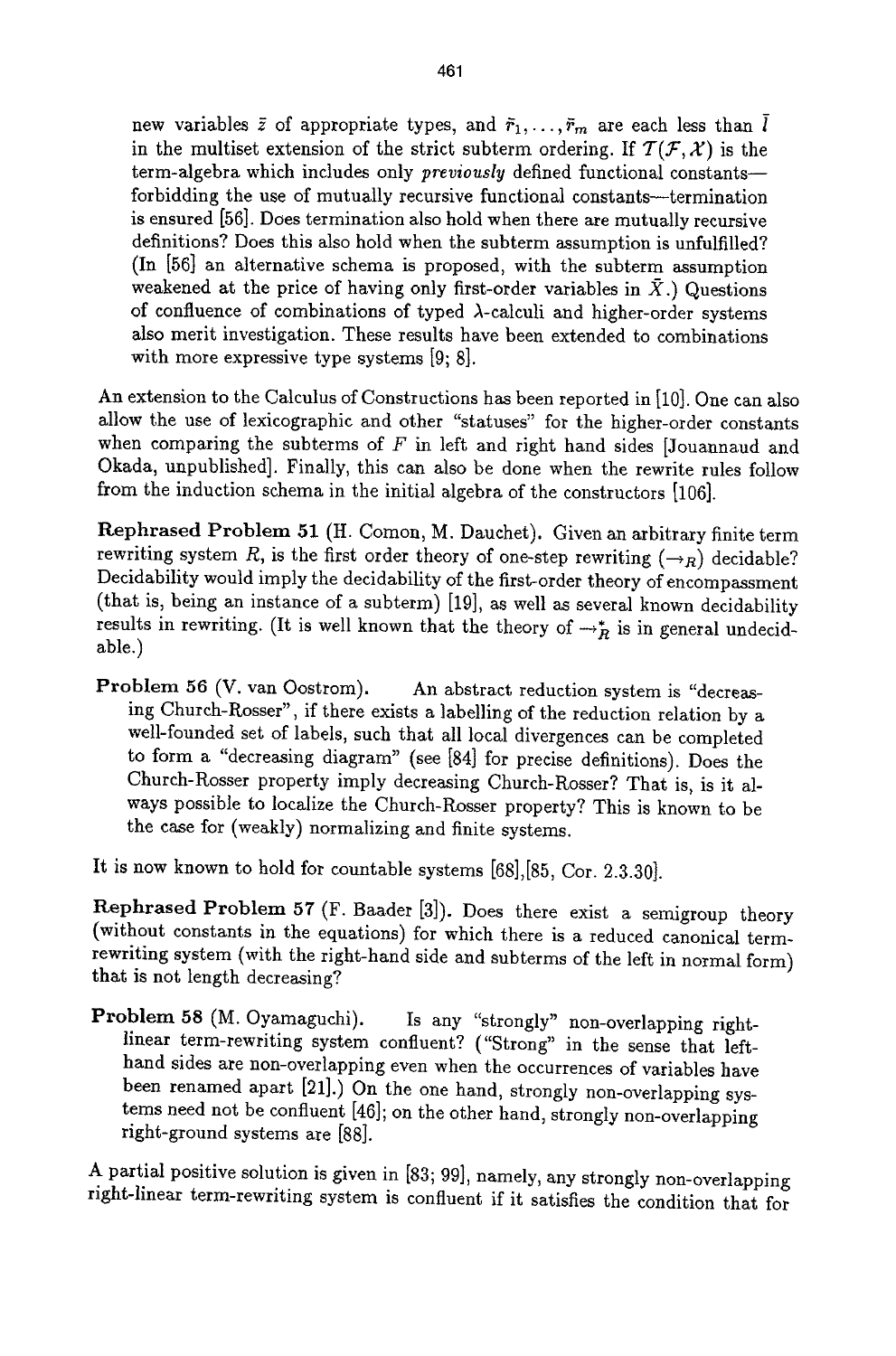new variables $\bar{z}$ of appropriate types, and $\bar{r}_1, \ldots, \bar{r}_m$ are each less than $\bar{l}$ in the multiset extension of the strict subterm ordering. If $\mathcal{T}(\mathcal{F}, \mathcal{X})$ is the term-algebra which includes only *previously* defined functional constants—forbidding the use of mutually recursive functional constants—termination is ensured [56]. Does termination also hold when there are mutually recursive definitions? Does this also hold when the subterm assumption is unfulfilled? (In [56] an alternative schema is proposed, with the subterm assumption weakened at the price of having only first-order variables in $\bar{X}$.) Questions of confluence of combinations of typed $\lambda$-calculi and higher-order systems also merit investigation. These results have been extended to combinations with more expressive type systems [9; 8].

An extension to the Calculus of Constructions has been reported in [10]. One can also allow the use of lexicographic and other "statuses" for the higher-order constants when comparing the subterms of $F$ in left and right hand sides [Jouannaud and Okada, unpublished]. Finally, this can also be done when the rewrite rules follow from the induction schema in the initial algebra of the constructors [106].

**Rephrased Problem 51** (H. Comon, M. Dauchet). Given an arbitrary finite term rewriting system $R$, is the first order theory of one-step rewriting ($\rightarrow_R$) decidable? Decidability would imply the decidability of the first-order theory of encompassment (that is, being an instance of a subterm) [19], as well as several known decidability results in rewriting. (It is well known that the theory of $\rightarrow^*_R$ is in general undecidable.)

**Problem 56** (V. van Oostrom). An abstract reduction system is "decreasing Church-Rosser", if there exists a labelling of the reduction relation by a well-founded set of labels, such that all local divergences can be completed to form a "decreasing diagram" (see [84] for precise definitions). Does the Church-Rosser property imply decreasing Church-Rosser? That is, is it always possible to localize the Church-Rosser property? This is known to be the case for (weakly) normalizing and finite systems.

It is now known to hold for countable systems [68],[85, Cor. 2.3.30].

**Rephrased Problem 57** (F. Baader [3]). Does there exist a semigroup theory (without constants in the equations) for which there is a reduced canonical term-rewriting system (with the right-hand side and subterms of the left in normal form) that is not length decreasing?

**Problem 58** (M. Oyamaguchi). Is any "strongly" non-overlapping right-linear term-rewriting system confluent? ("Strong" in the sense that left-hand sides are non-overlapping even when the occurrences of variables have been renamed apart [21].) On the one hand, strongly non-overlapping systems need not be confluent [46]; on the other hand, strongly non-overlapping right-ground systems are [88].

A partial positive solution is given in [83; 99], namely, any strongly non-overlapping right-linear term-rewriting system is confluent if it satisfies the condition that for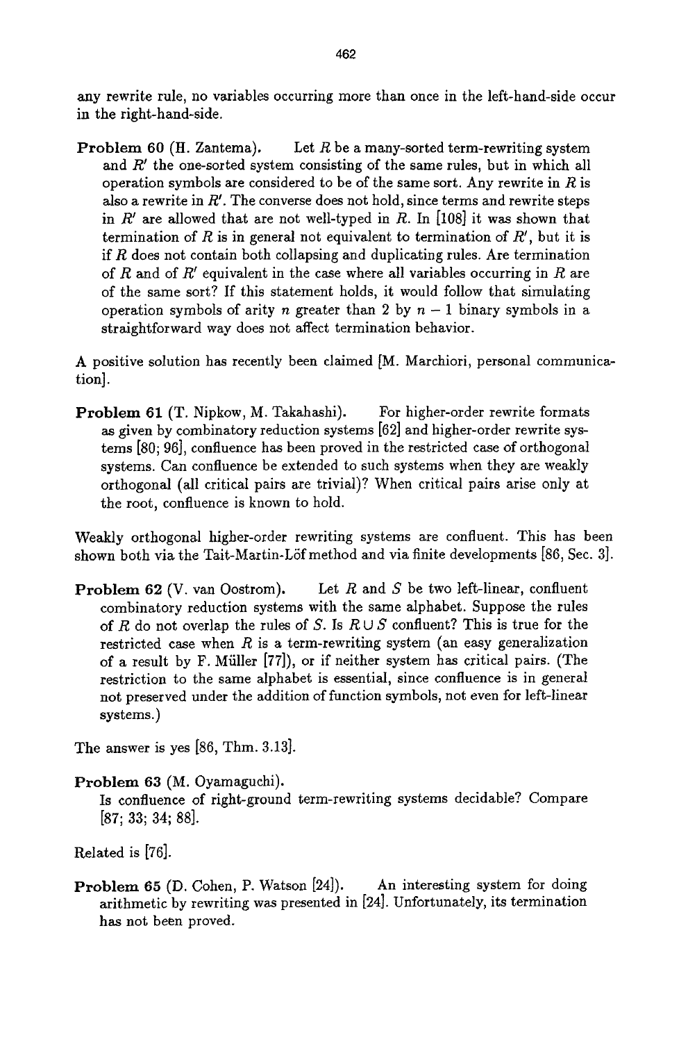any rewrite rule, no variables occurring more than once in the left-hand-side occur in the right-hand-side.

**Problem 60** (H. Zantema). Let $R$ be a many-sorted term-rewriting system and $R'$ the one-sorted system consisting of the same rules, but in which all operation symbols are considered to be of the same sort. Any rewrite in $R$ is also a rewrite in $R'$. The converse does not hold, since terms and rewrite steps in $R'$ are allowed that are not well-typed in $R$. In [108] it was shown that termination of $R$ is in general not equivalent to termination of $R'$, but it is if $R$ does not contain both collapsing and duplicating rules. Are termination of $R$ and of $R'$ equivalent in the case where all variables occurring in $R$ are of the same sort? If this statement holds, it would follow that simulating operation symbols of arity $n$ greater than 2 by $n-1$ binary symbols in a straightforward way does not affect termination behavior.

A positive solution has recently been claimed [M. Marchiori, personal communication].

**Problem 61** (T. Nipkow, M. Takahashi). For higher-order rewrite formats as given by combinatory reduction systems [62] and higher-order rewrite systems [80; 96], confluence has been proved in the restricted case of orthogonal systems. Can confluence be extended to such systems when they are weakly orthogonal (all critical pairs are trivial)? When critical pairs arise only at the root, confluence is known to hold.

Weakly orthogonal higher-order rewriting systems are confluent. This has been shown both via the Tait-Martin-Löf method and via finite developments [86, Sec. 3].

**Problem 62** (V. van Oostrom). Let $R$ and $S$ be two left-linear, confluent combinatory reduction systems with the same alphabet. Suppose the rules of $R$ do not overlap the rules of $S$. Is $R \cup S$ confluent? This is true for the restricted case when $R$ is a term-rewriting system (an easy generalization of a result by F. Müller [77]), or if neither system has critical pairs. (The restriction to the same alphabet is essential, since confluence is in general not preserved under the addition of function symbols, not even for left-linear systems.)

The answer is yes [86, Thm. 3.13].

**Problem 63** (M. Oyamaguchi).
Is confluence of right-ground term-rewriting systems decidable? Compare [87; 33; 34; 88].

Related is [76].

**Problem 65** (D. Cohen, P. Watson [24]). An interesting system for doing arithmetic by rewriting was presented in [24]. Unfortunately, its termination has not been proved.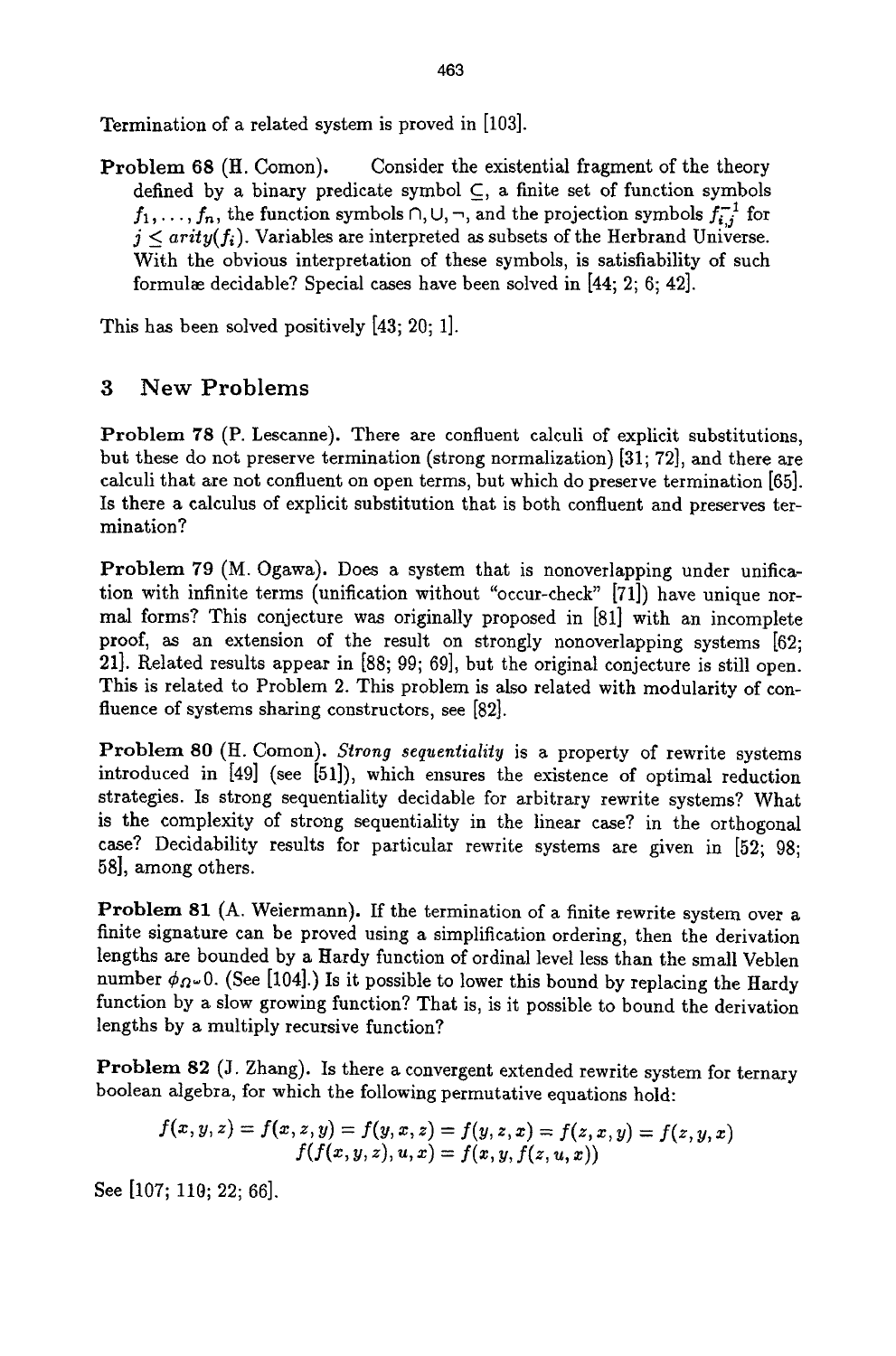Termination of a related system is proved in [103].

**Problem 68** (H. Comon). Consider the existential fragment of the theory defined by a binary predicate symbol $\subseteq$, a finite set of function symbols $f_1, \ldots, f_n$, the function symbols $\cap, \cup, \neg$, and the projection symbols $f_{i,j}^{-1}$ for $j \leq arity(f_i)$. Variables are interpreted as subsets of the Herbrand Universe. With the obvious interpretation of these symbols, is satisfiability of such formulæ decidable? Special cases have been solved in [44; 2; 6; 42].

This has been solved positively [43; 20; 1].

## 3 New Problems

**Problem 78** (P. Lescanne). There are confluent calculi of explicit substitutions, but these do not preserve termination (strong normalization) [31; 72], and there are calculi that are not confluent on open terms, but which do preserve termination [65]. Is there a calculus of explicit substitution that is both confluent and preserves termination?

**Problem 79** (M. Ogawa). Does a system that is nonoverlapping under unification with infinite terms (unification without "occur-check" [71]) have unique normal forms? This conjecture was originally proposed in [81] with an incomplete proof, as an extension of the result on strongly nonoverlapping systems [62; 21]. Related results appear in [88; 99; 69], but the original conjecture is still open. This is related to Problem 2. This problem is also related with modularity of confluence of systems sharing constructors, see [82].

**Problem 80** (H. Comon). *Strong sequentiality* is a property of rewrite systems introduced in [49] (see [51]), which ensures the existence of optimal reduction strategies. Is strong sequentiality decidable for arbitrary rewrite systems? What is the complexity of strong sequentiality in the linear case? in the orthogonal case? Decidability results for particular rewrite systems are given in [52; 98; 58], among others.

**Problem 81** (A. Weiermann). If the termination of a finite rewrite system over a finite signature can be proved using a simplification ordering, then the derivation lengths are bounded by a Hardy function of ordinal level less than the small Veblen number $\phi_{\Omega^\omega} 0$. (See [104].) Is it possible to lower this bound by replacing the Hardy function by a slow growing function? That is, is it possible to bound the derivation lengths by a multiply recursive function?

**Problem 82** (J. Zhang). Is there a convergent extended rewrite system for ternary boolean algebra, for which the following permutative equations hold:

$$f(x,y,z) = f(x,z,y) = f(y,x,z) = f(y,z,x) = f(z,x,y) = f(z,y,x)$$
$$f(f(x,y,z),u,x) = f(x,y,f(z,u,x))$$

See [107; 110; 22; 66].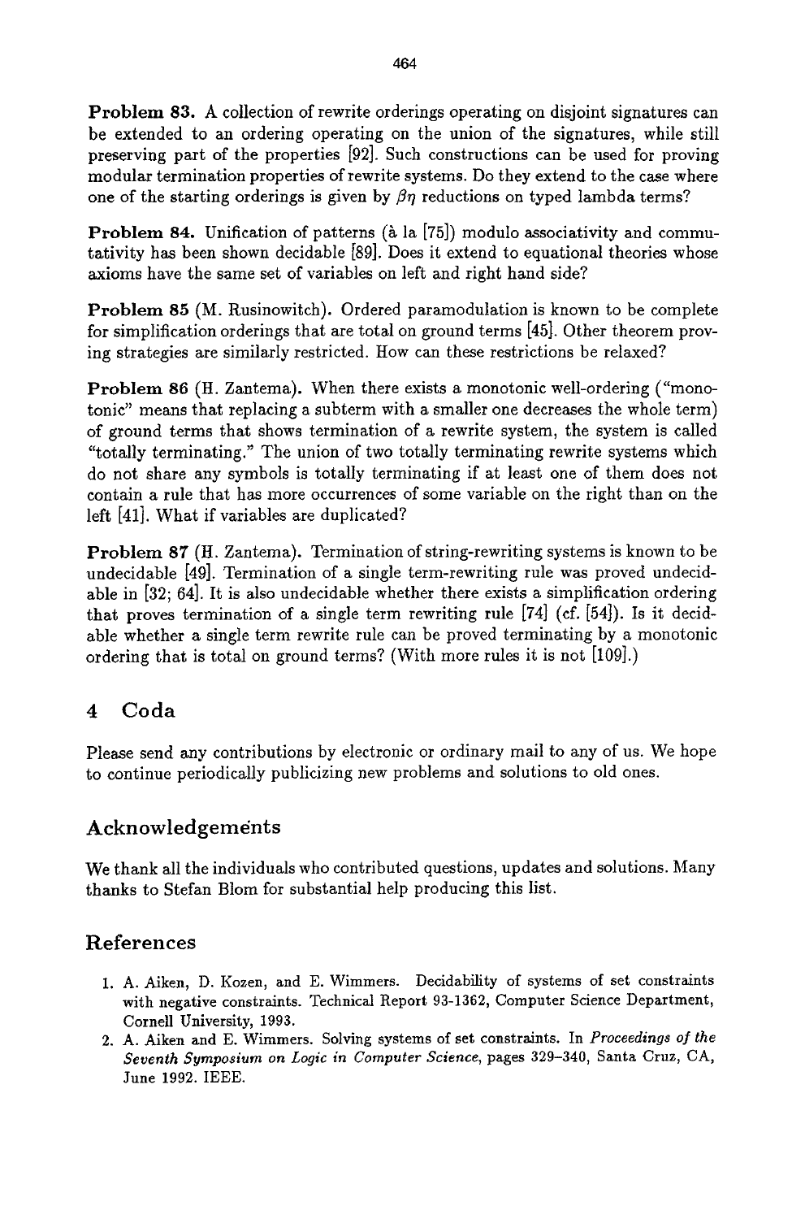**Problem 83.** A collection of rewrite orderings operating on disjoint signatures can be extended to an ordering operating on the union of the signatures, while still preserving part of the properties [92]. Such constructions can be used for proving modular termination properties of rewrite systems. Do they extend to the case where one of the starting orderings is given by $\beta\eta$ reductions on typed lambda terms?

**Problem 84.** Unification of patterns (à la [75]) modulo associativity and commutativity has been shown decidable [89]. Does it extend to equational theories whose axioms have the same set of variables on left and right hand side?

**Problem 85** (M. Rusinowitch). Ordered paramodulation is known to be complete for simplification orderings that are total on ground terms [45]. Other theorem proving strategies are similarly restricted. How can these restrictions be relaxed?

**Problem 86** (H. Zantema). When there exists a monotonic well-ordering ("monotonic" means that replacing a subterm with a smaller one decreases the whole term) of ground terms that shows termination of a rewrite system, the system is called "totally terminating." The union of two totally terminating rewrite systems which do not share any symbols is totally terminating if at least one of them does not contain a rule that has more occurrences of some variable on the right than on the left [41]. What if variables are duplicated?

**Problem 87** (H. Zantema). Termination of string-rewriting systems is known to be undecidable [49]. Termination of a single term-rewriting rule was proved undecidable in [32; 64]. It is also undecidable whether there exists a simplification ordering that proves termination of a single term rewriting rule [74] (cf. [54]). Is it decidable whether a single term rewrite rule can be proved terminating by a monotonic ordering that is total on ground terms? (With more rules it is not [109].)

## 4 Coda

Please send any contributions by electronic or ordinary mail to any of us. We hope to continue periodically publicizing new problems and solutions to old ones.

## Acknowledgements

We thank all the individuals who contributed questions, updates and solutions. Many thanks to Stefan Blom for substantial help producing this list.

## References

1. A. Aiken, D. Kozen, and E. Wimmers. Decidability of systems of set constraints with negative constraints. Technical Report 93-1362, Computer Science Department, Cornell University, 1993.
2. A. Aiken and E. Wimmers. Solving systems of set constraints. In *Proceedings of the Seventh Symposium on Logic in Computer Science*, pages 329–340, Santa Cruz, CA, June 1992. IEEE.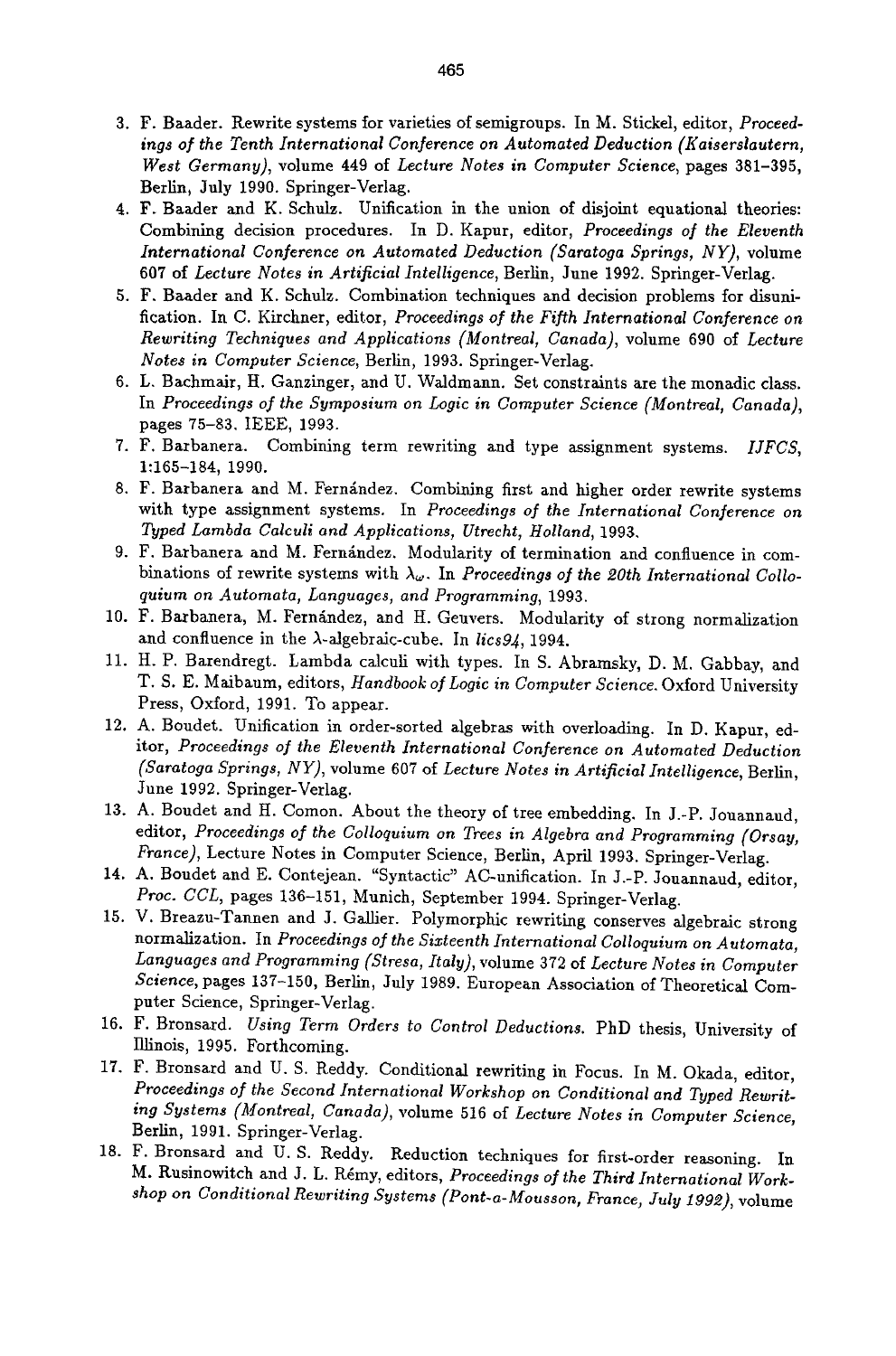3. F. Baader. Rewrite systems for varieties of semigroups. In M. Stickel, editor, *Proceedings of the Tenth International Conference on Automated Deduction (Kaiserslautern, West Germany)*, volume 449 of *Lecture Notes in Computer Science*, pages 381–395, Berlin, July 1990. Springer-Verlag.
4. F. Baader and K. Schulz. Unification in the union of disjoint equational theories: Combining decision procedures. In D. Kapur, editor, *Proceedings of the Eleventh International Conference on Automated Deduction (Saratoga Springs, NY)*, volume 607 of *Lecture Notes in Artificial Intelligence*, Berlin, June 1992. Springer-Verlag.
5. F. Baader and K. Schulz. Combination techniques and decision problems for disunification. In C. Kirchner, editor, *Proceedings of the Fifth International Conference on Rewriting Techniques and Applications (Montreal, Canada)*, volume 690 of *Lecture Notes in Computer Science*, Berlin, 1993. Springer-Verlag.
6. L. Bachmair, H. Ganzinger, and U. Waldmann. Set constraints are the monadic class. In *Proceedings of the Symposium on Logic in Computer Science (Montreal, Canada)*, pages 75–83. IEEE, 1993.
7. F. Barbanera. Combining term rewriting and type assignment systems. *IJFCS*, 1:165–184, 1990.
8. F. Barbanera and M. Fernández. Combining first and higher order rewrite systems with type assignment systems. In *Proceedings of the International Conference on Typed Lambda Calculi and Applications, Utrecht, Holland*, 1993.
9. F. Barbanera and M. Fernández. Modularity of termination and confluence in combinations of rewrite systems with $\lambda_\omega$. In *Proceedings of the 20th International Colloquium on Automata, Languages, and Programming*, 1993.
10. F. Barbanera, M. Fernández, and H. Geuvers. Modularity of strong normalization and confluence in the $\lambda$-algebraic-cube. In *lics94*, 1994.
11. H. P. Barendregt. Lambda calculi with types. In S. Abramsky, D. M. Gabbay, and T. S. E. Maibaum, editors, *Handbook of Logic in Computer Science*. Oxford University Press, Oxford, 1991. To appear.
12. A. Boudet. Unification in order-sorted algebras with overloading. In D. Kapur, editor, *Proceedings of the Eleventh International Conference on Automated Deduction (Saratoga Springs, NY)*, volume 607 of *Lecture Notes in Artificial Intelligence*, Berlin, June 1992. Springer-Verlag.
13. A. Boudet and H. Comon. About the theory of tree embedding. In J.-P. Jouannaud, editor, *Proceedings of the Colloquium on Trees in Algebra and Programming (Orsay, France)*, Lecture Notes in Computer Science, Berlin, April 1993. Springer-Verlag.
14. A. Boudet and E. Contejean. "Syntactic" AC-unification. In J.-P. Jouannaud, editor, *Proc. CCL*, pages 136–151, Munich, September 1994. Springer-Verlag.
15. V. Breazu-Tannen and J. Gallier. Polymorphic rewriting conserves algebraic strong normalization. In *Proceedings of the Sixteenth International Colloquium on Automata, Languages and Programming (Stresa, Italy)*, volume 372 of *Lecture Notes in Computer Science*, pages 137–150, Berlin, July 1989. European Association of Theoretical Computer Science, Springer-Verlag.
16. F. Bronsard. *Using Term Orders to Control Deductions.* PhD thesis, University of Illinois, 1995. Forthcoming.
17. F. Bronsard and U. S. Reddy. Conditional rewriting in Focus. In M. Okada, editor, *Proceedings of the Second International Workshop on Conditional and Typed Rewriting Systems (Montreal, Canada)*, volume 516 of *Lecture Notes in Computer Science*, Berlin, 1991. Springer-Verlag.
18. F. Bronsard and U. S. Reddy. Reduction techniques for first-order reasoning. In M. Rusinowitch and J. L. Rémy, editors, *Proceedings of the Third International Workshop on Conditional Rewriting Systems (Pont-a-Mousson, France, July 1992)*, volume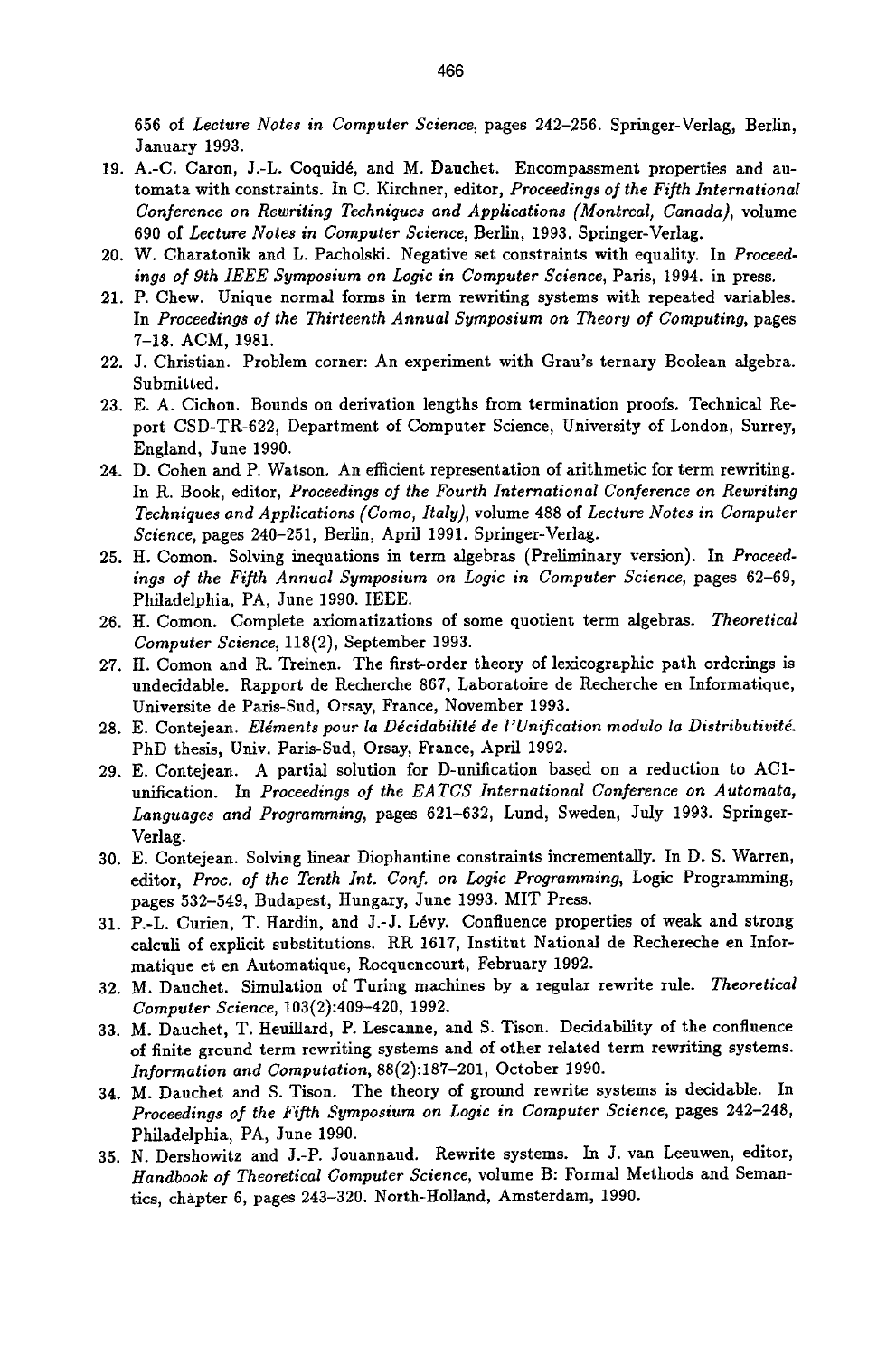656 of *Lecture Notes in Computer Science*, pages 242–256. Springer-Verlag, Berlin, January 1993.

19. A.-C. Caron, J.-L. Coquidé, and M. Dauchet. Encompassment properties and automata with constraints. In C. Kirchner, editor, *Proceedings of the Fifth International Conference on Rewriting Techniques and Applications (Montreal, Canada)*, volume 690 of *Lecture Notes in Computer Science*, Berlin, 1993. Springer-Verlag.
20. W. Charatonik and L. Pacholski. Negative set constraints with equality. In *Proceedings of 9th IEEE Symposium on Logic in Computer Science*, Paris, 1994. in press.
21. P. Chew. Unique normal forms in term rewriting systems with repeated variables. In *Proceedings of the Thirteenth Annual Symposium on Theory of Computing*, pages 7–18. ACM, 1981.
22. J. Christian. Problem corner: An experiment with Grau's ternary Boolean algebra. Submitted.
23. E. A. Cichon. Bounds on derivation lengths from termination proofs. Technical Report CSD-TR-622, Department of Computer Science, University of London, Surrey, England, June 1990.
24. D. Cohen and P. Watson. An efficient representation of arithmetic for term rewriting. In R. Book, editor, *Proceedings of the Fourth International Conference on Rewriting Techniques and Applications (Como, Italy)*, volume 488 of *Lecture Notes in Computer Science*, pages 240–251, Berlin, April 1991. Springer-Verlag.
25. H. Comon. Solving inequations in term algebras (Preliminary version). In *Proceedings of the Fifth Annual Symposium on Logic in Computer Science*, pages 62–69, Philadelphia, PA, June 1990. IEEE.
26. H. Comon. Complete axiomatizations of some quotient term algebras. *Theoretical Computer Science*, 118(2), September 1993.
27. H. Comon and R. Treinen. The first-order theory of lexicographic path orderings is undecidable. Rapport de Recherche 867, Laboratoire de Recherche en Informatique, Universite de Paris-Sud, Orsay, France, November 1993.
28. E. Contejean. *Eléments pour la Décidabilité de l'Unification modulo la Distributivité*. PhD thesis, Univ. Paris-Sud, Orsay, France, April 1992.
29. E. Contejean. A partial solution for D-unification based on a reduction to AC1-unification. In *Proceedings of the EATCS International Conference on Automata, Languages and Programming*, pages 621–632, Lund, Sweden, July 1993. Springer-Verlag.
30. E. Contejean. Solving linear Diophantine constraints incrementally. In D. S. Warren, editor, *Proc. of the Tenth Int. Conf. on Logic Programming*, Logic Programming, pages 532–549, Budapest, Hungary, June 1993. MIT Press.
31. P.-L. Curien, T. Hardin, and J.-J. Lévy. Confluence properties of weak and strong calculi of explicit substitutions. RR 1617, Institut National de Rechereche en Informatique et en Automatique, Rocquencourt, February 1992.
32. M. Dauchet. Simulation of Turing machines by a regular rewrite rule. *Theoretical Computer Science*, 103(2):409–420, 1992.
33. M. Dauchet, T. Heuillard, P. Lescanne, and S. Tison. Decidability of the confluence of finite ground term rewriting systems and of other related term rewriting systems. *Information and Computation*, 88(2):187–201, October 1990.
34. M. Dauchet and S. Tison. The theory of ground rewrite systems is decidable. In *Proceedings of the Fifth Symposium on Logic in Computer Science*, pages 242–248, Philadelphia, PA, June 1990.
35. N. Dershowitz and J.-P. Jouannaud. Rewrite systems. In J. van Leeuwen, editor, *Handbook of Theoretical Computer Science*, volume B: Formal Methods and Semantics, chapter 6, pages 243–320. North-Holland, Amsterdam, 1990.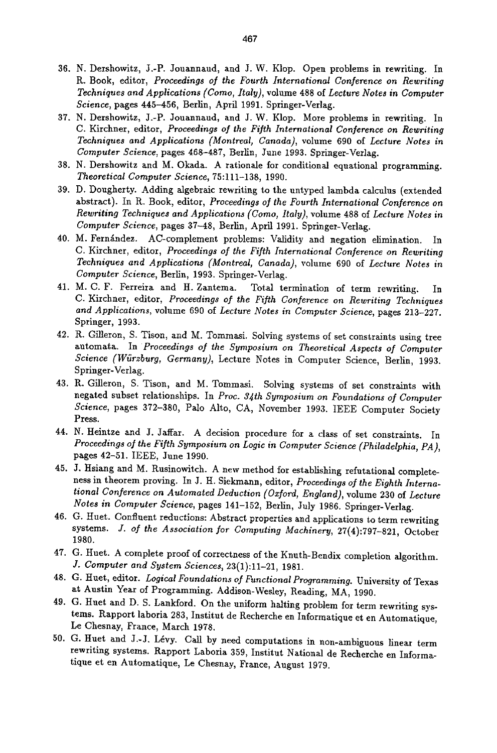36. N. Dershowitz, J.-P. Jouannaud, and J. W. Klop. Open problems in rewriting. In R. Book, editor, *Proceedings of the Fourth International Conference on Rewriting Techniques and Applications (Como, Italy)*, volume 488 of *Lecture Notes in Computer Science*, pages 445–456, Berlin, April 1991. Springer-Verlag.
37. N. Dershowitz, J.-P. Jouannaud, and J. W. Klop. More problems in rewriting. In C. Kirchner, editor, *Proceedings of the Fifth International Conference on Rewriting Techniques and Applications (Montreal, Canada)*, volume 690 of *Lecture Notes in Computer Science*, pages 468–487, Berlin, June 1993. Springer-Verlag.
38. N. Dershowitz and M. Okada. A rationale for conditional equational programming. *Theoretical Computer Science*, 75:111–138, 1990.
39. D. Dougherty. Adding algebraic rewriting to the untyped lambda calculus (extended abstract). In R. Book, editor, *Proceedings of the Fourth International Conference on Rewriting Techniques and Applications (Como, Italy)*, volume 488 of *Lecture Notes in Computer Science*, pages 37–48, Berlin, April 1991. Springer-Verlag.
40. M. Fernández. AC-complement problems: Validity and negation elimination. In C. Kirchner, editor, *Proceedings of the Fifth International Conference on Rewriting Techniques and Applications (Montreal, Canada)*, volume 690 of *Lecture Notes in Computer Science*, Berlin, 1993. Springer-Verlag.
41. M. C. F. Ferreira and H. Zantema. Total termination of term rewriting. In C. Kirchner, editor, *Proceedings of the Fifth Conference on Rewriting Techniques and Applications*, volume 690 of *Lecture Notes in Computer Science*, pages 213–227. Springer, 1993.
42. R. Gilleron, S. Tison, and M. Tommasi. Solving systems of set constraints using tree automata. In *Proceedings of the Symposium on Theoretical Aspects of Computer Science (Würzburg, Germany)*, Lecture Notes in Computer Science, Berlin, 1993. Springer-Verlag.
43. R. Gilleron, S. Tison, and M. Tommasi. Solving systems of set constraints with negated subset relationships. In *Proc. 34th Symposium on Foundations of Computer Science*, pages 372–380, Palo Alto, CA, November 1993. IEEE Computer Society Press.
44. N. Heintze and J. Jaffar. A decision procedure for a class of set constraints. In *Proceedings of the Fifth Symposium on Logic in Computer Science (Philadelphia, PA)*, pages 42–51. IEEE, June 1990.
45. J. Hsiang and M. Rusinowitch. A new method for establishing refutational completeness in theorem proving. In J. H. Siekmann, editor, *Proceedings of the Eighth International Conference on Automated Deduction (Oxford, England)*, volume 230 of *Lecture Notes in Computer Science*, pages 141–152, Berlin, July 1986. Springer-Verlag.
46. G. Huet. Confluent reductions: Abstract properties and applications to term rewriting systems. *J. of the Association for Computing Machinery*, 27(4):797–821, October 1980.
47. G. Huet. A complete proof of correctness of the Knuth-Bendix completion algorithm. *J. Computer and System Sciences*, 23(1):11–21, 1981.
48. G. Huet, editor. *Logical Foundations of Functional Programming*. University of Texas at Austin Year of Programming. Addison-Wesley, Reading, MA, 1990.
49. G. Huet and D. S. Lankford. On the uniform halting problem for term rewriting systems. Rapport laboria 283, Institut de Recherche en Informatique et en Automatique, Le Chesnay, France, March 1978.
50. G. Huet and J.-J. Lévy. Call by need computations in non-ambiguous linear term rewriting systems. Rapport Laboria 359, Institut National de Recherche en Informatique et en Automatique, Le Chesnay, France, August 1979.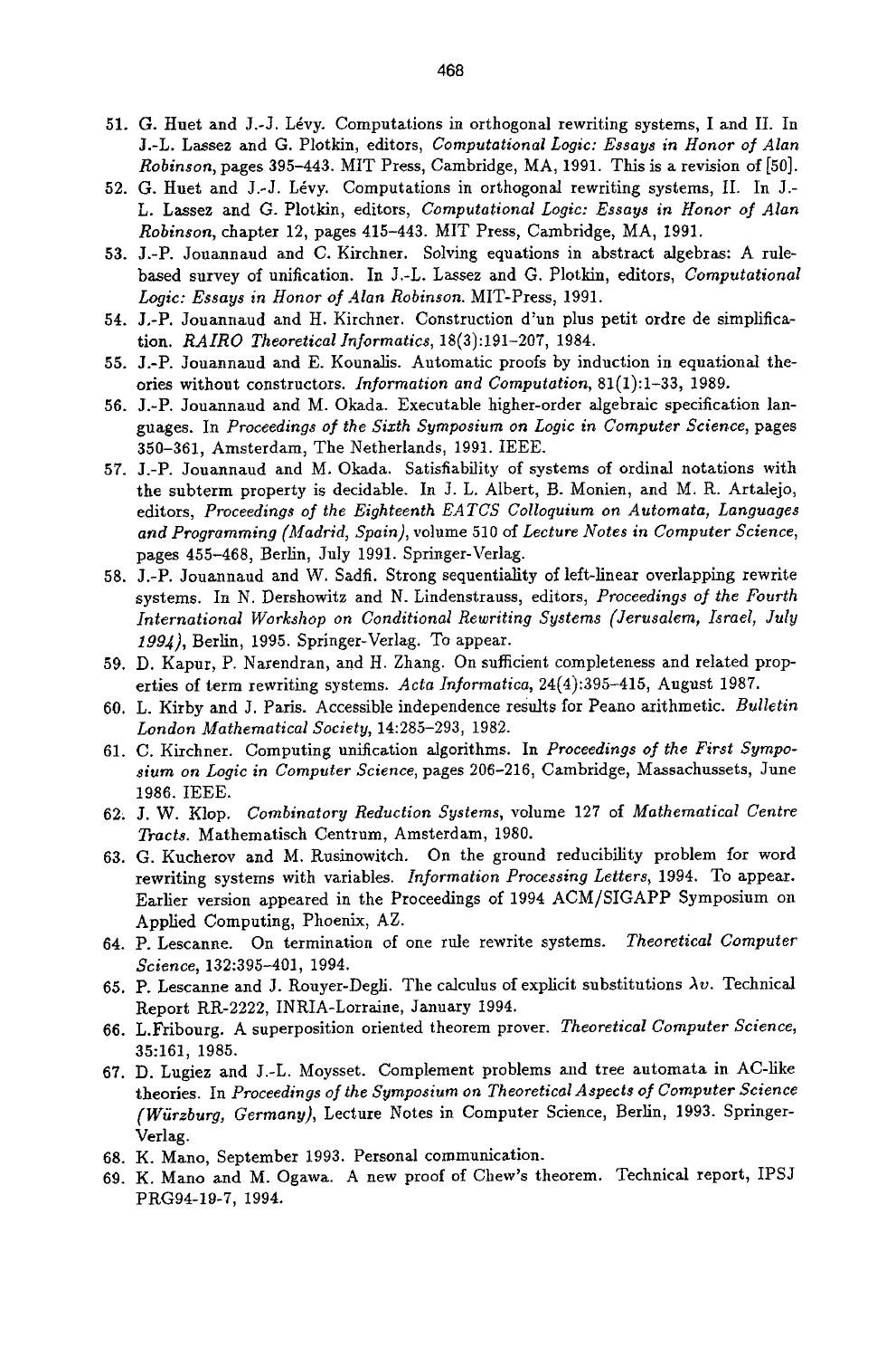51. G. Huet and J.-J. Lévy. Computations in orthogonal rewriting systems, I and II. In J.-L. Lassez and G. Plotkin, editors, *Computational Logic: Essays in Honor of Alan Robinson*, pages 395–443. MIT Press, Cambridge, MA, 1991. This is a revision of [50].
52. G. Huet and J.-J. Lévy. Computations in orthogonal rewriting systems, II. In J.-L. Lassez and G. Plotkin, editors, *Computational Logic: Essays in Honor of Alan Robinson*, chapter 12, pages 415–443. MIT Press, Cambridge, MA, 1991.
53. J.-P. Jouannaud and C. Kirchner. Solving equations in abstract algebras: A rule-based survey of unification. In J.-L. Lassez and G. Plotkin, editors, *Computational Logic: Essays in Honor of Alan Robinson*. MIT-Press, 1991.
54. J.-P. Jouannaud and H. Kirchner. Construction d'un plus petit ordre de simplification. *RAIRO Theoretical Informatics*, 18(3):191–207, 1984.
55. J.-P. Jouannaud and E. Kounalis. Automatic proofs by induction in equational theories without constructors. *Information and Computation*, 81(1):1–33, 1989.
56. J.-P. Jouannaud and M. Okada. Executable higher-order algebraic specification languages. In *Proceedings of the Sixth Symposium on Logic in Computer Science*, pages 350–361, Amsterdam, The Netherlands, 1991. IEEE.
57. J.-P. Jouannaud and M. Okada. Satisfiability of systems of ordinal notations with the subterm property is decidable. In J. L. Albert, B. Monien, and M. R. Artalejo, editors, *Proceedings of the Eighteenth EATCS Colloquium on Automata, Languages and Programming (Madrid, Spain)*, volume 510 of *Lecture Notes in Computer Science*, pages 455–468, Berlin, July 1991. Springer-Verlag.
58. J.-P. Jouannaud and W. Sadfi. Strong sequentiality of left-linear overlapping rewrite systems. In N. Dershowitz and N. Lindenstrauss, editors, *Proceedings of the Fourth International Workshop on Conditional Rewriting Systems (Jerusalem, Israel, July 1994)*, Berlin, 1995. Springer-Verlag. To appear.
59. D. Kapur, P. Narendran, and H. Zhang. On sufficient completeness and related properties of term rewriting systems. *Acta Informatica*, 24(4):395–415, August 1987.
60. L. Kirby and J. Paris. Accessible independence results for Peano arithmetic. *Bulletin London Mathematical Society*, 14:285–293, 1982.
61. C. Kirchner. Computing unification algorithms. In *Proceedings of the First Symposium on Logic in Computer Science*, pages 206–216, Cambridge, Massachussets, June 1986. IEEE.
62. J. W. Klop. *Combinatory Reduction Systems*, volume 127 of *Mathematical Centre Tracts*. Mathematisch Centrum, Amsterdam, 1980.
63. G. Kucherov and M. Rusinowitch. On the ground reducibility problem for word rewriting systems with variables. *Information Processing Letters*, 1994. To appear. Earlier version appeared in the Proceedings of 1994 ACM/SIGAPP Symposium on Applied Computing, Phoenix, AZ.
64. P. Lescanne. On termination of one rule rewrite systems. *Theoretical Computer Science*, 132:395–401, 1994.
65. P. Lescanne and J. Rouyer-Degli. The calculus of explicit substitutions $\lambda v$. Technical Report RR-2222, INRIA-Lorraine, January 1994.
66. L.Fribourg. A superposition oriented theorem prover. *Theoretical Computer Science*, 35:161, 1985.
67. D. Lugiez and J.-L. Moysset. Complement problems and tree automata in AC-like theories. In *Proceedings of the Symposium on Theoretical Aspects of Computer Science (Würzburg, Germany)*, Lecture Notes in Computer Science, Berlin, 1993. Springer-Verlag.
68. K. Mano, September 1993. Personal communication.
69. K. Mano and M. Ogawa. A new proof of Chew's theorem. Technical report, IPSJ PRG94-19-7, 1994.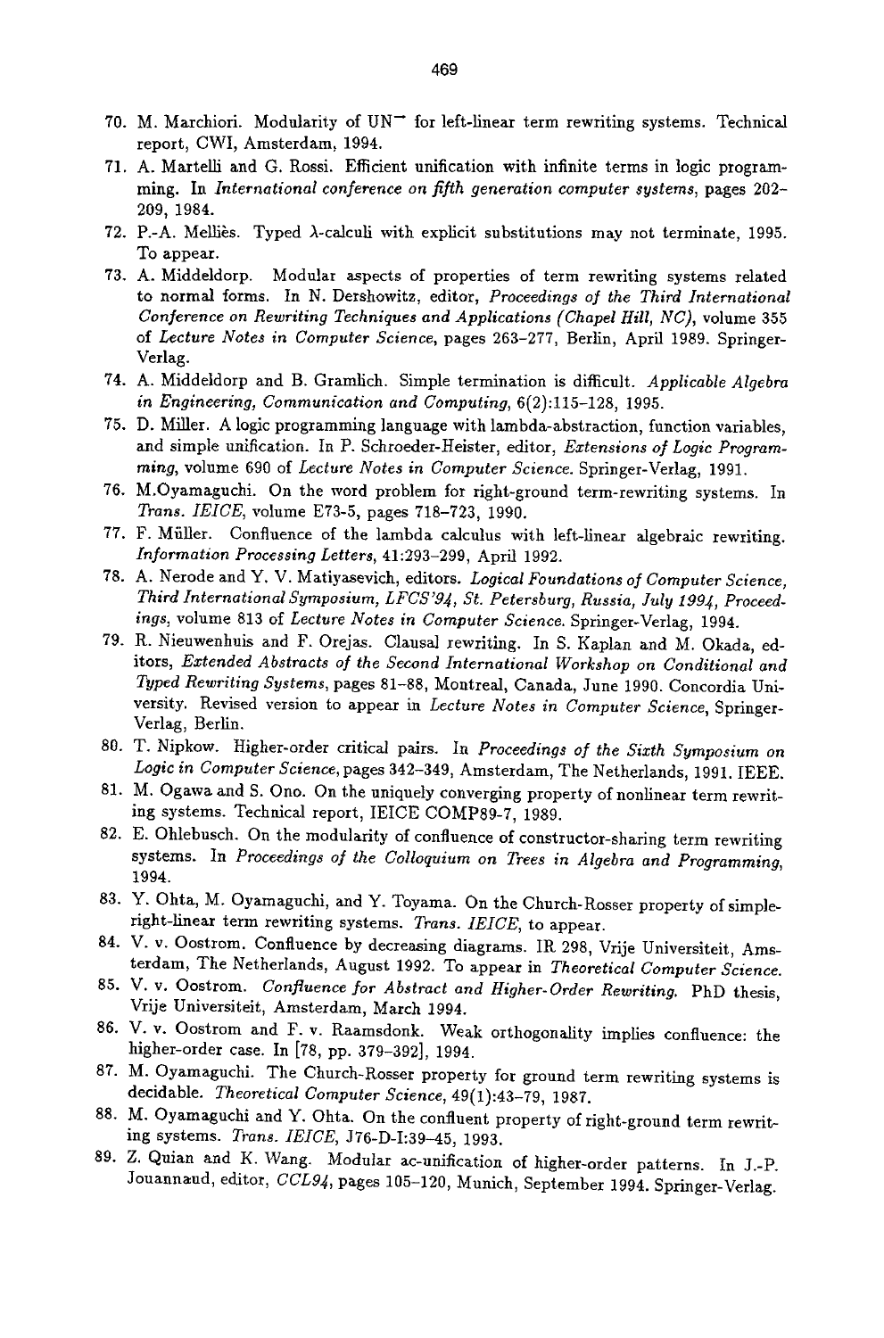70. M. Marchiori. Modularity of $UN^{\rightarrow}$ for left-linear term rewriting systems. Technical report, CWI, Amsterdam, 1994.
71. A. Martelli and G. Rossi. Efficient unification with infinite terms in logic programming. In *International conference on fifth generation computer systems*, pages 202–209, 1984.
72. P.-A. Melliès. Typed $\lambda$-calculi with explicit substitutions may not terminate, 1995. To appear.
73. A. Middeldorp. Modular aspects of properties of term rewriting systems related to normal forms. In N. Dershowitz, editor, *Proceedings of the Third International Conference on Rewriting Techniques and Applications (Chapel Hill, NC)*, volume 355 of *Lecture Notes in Computer Science*, pages 263–277, Berlin, April 1989. Springer-Verlag.
74. A. Middeldorp and B. Gramlich. Simple termination is difficult. *Applicable Algebra in Engineering, Communication and Computing*, 6(2):115–128, 1995.
75. D. Miller. A logic programming language with lambda-abstraction, function variables, and simple unification. In P. Schroeder-Heister, editor, *Extensions of Logic Programming*, volume 690 of *Lecture Notes in Computer Science*. Springer-Verlag, 1991.
76. M.Oyamaguchi. On the word problem for right-ground term-rewriting systems. In *Trans. IEICE*, volume E73-5, pages 718–723, 1990.
77. F. Müller. Confluence of the lambda calculus with left-linear algebraic rewriting. *Information Processing Letters*, 41:293–299, April 1992.
78. A. Nerode and Y. V. Matiyasevich, editors. *Logical Foundations of Computer Science, Third International Symposium, LFCS'94, St. Petersburg, Russia, July 1994, Proceedings*, volume 813 of *Lecture Notes in Computer Science*. Springer-Verlag, 1994.
79. R. Nieuwenhuis and F. Orejas. Clausal rewriting. In S. Kaplan and M. Okada, editors, *Extended Abstracts of the Second International Workshop on Conditional and Typed Rewriting Systems*, pages 81–88, Montreal, Canada, June 1990. Concordia University. Revised version to appear in *Lecture Notes in Computer Science*, Springer-Verlag, Berlin.
80. T. Nipkow. Higher-order critical pairs. In *Proceedings of the Sixth Symposium on Logic in Computer Science*, pages 342–349, Amsterdam, The Netherlands, 1991. IEEE.
81. M. Ogawa and S. Ono. On the uniquely converging property of nonlinear term rewriting systems. Technical report, IEICE COMP89-7, 1989.
82. E. Ohlebusch. On the modularity of confluence of constructor-sharing term rewriting systems. In *Proceedings of the Colloquium on Trees in Algebra and Programming*, 1994.
83. Y. Ohta, M. Oyamaguchi, and Y. Toyama. On the Church-Rosser property of simple-right-linear term rewriting systems. *Trans. IEICE*, to appear.
84. V. v. Oostrom. Confluence by decreasing diagrams. IR 298, Vrije Universiteit, Amsterdam, The Netherlands, August 1992. To appear in *Theoretical Computer Science*.
85. V. v. Oostrom. *Confluence for Abstract and Higher-Order Rewriting*. PhD thesis, Vrije Universiteit, Amsterdam, March 1994.
86. V. v. Oostrom and F. v. Raamsdonk. Weak orthogonality implies confluence: the higher-order case. In [78, pp. 379–392], 1994.
87. M. Oyamaguchi. The Church-Rosser property for ground term rewriting systems is decidable. *Theoretical Computer Science*, 49(1):43–79, 1987.
88. M. Oyamaguchi and Y. Ohta. On the confluent property of right-ground term rewriting systems. *Trans. IEICE*, J76-D-I:39–45, 1993.
89. Z. Quian and K. Wang. Modular ac-unification of higher-order patterns. In J.-P. Jouannaud, editor, *CCL94*, pages 105–120, Munich, September 1994. Springer-Verlag.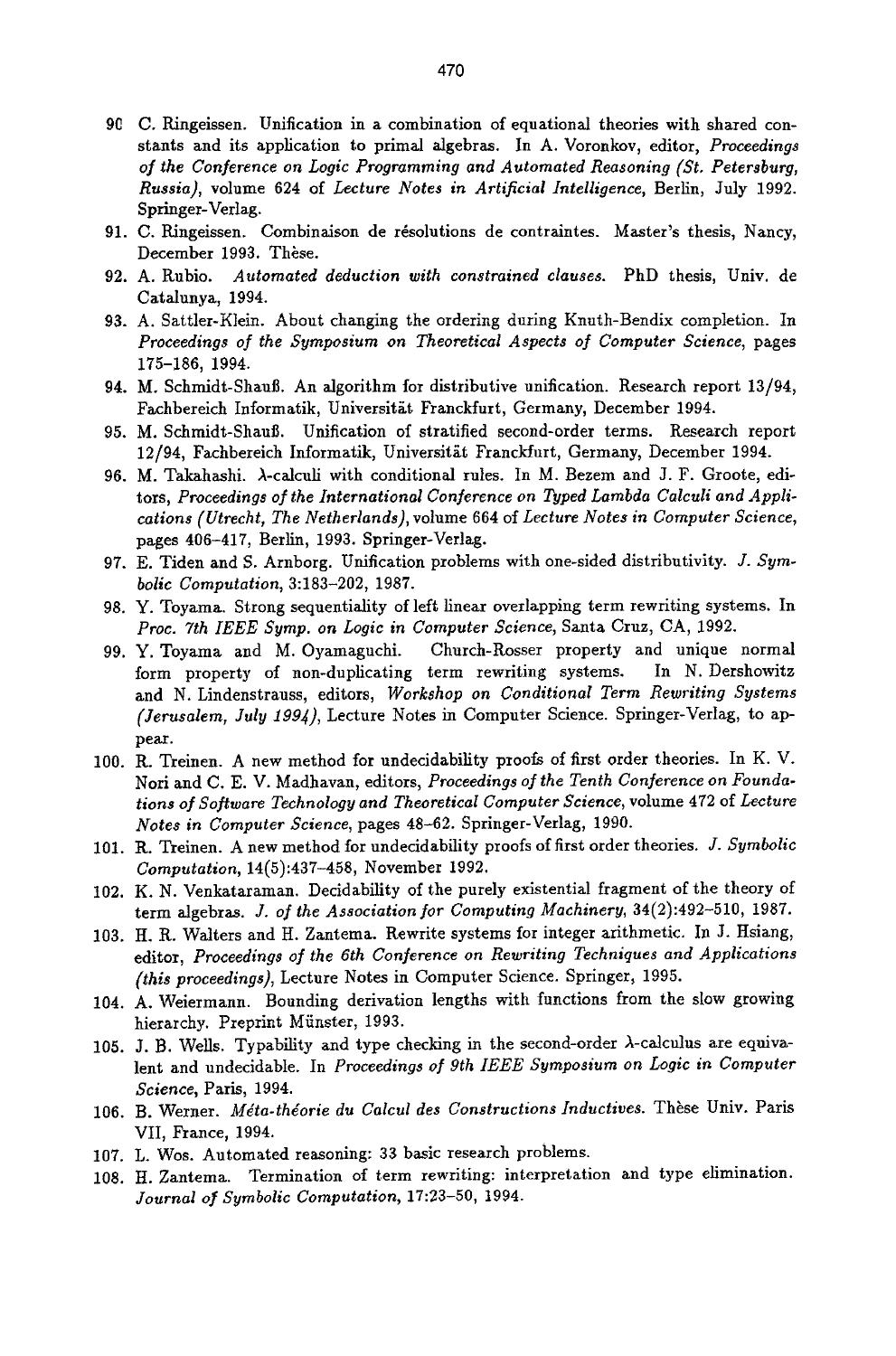90. C. Ringeissen. Unification in a combination of equational theories with shared constants and its application to primal algebras. In A. Voronkov, editor, *Proceedings of the Conference on Logic Programming and Automated Reasoning (St. Petersburg, Russia)*, volume 624 of *Lecture Notes in Artificial Intelligence*, Berlin, July 1992. Springer-Verlag.
91. C. Ringeissen. Combinaison de résolutions de contraintes. Master's thesis, Nancy, December 1993. Thèse.
92. A. Rubio. *Automated deduction with constrained clauses.* PhD thesis, Univ. de Catalunya, 1994.
93. A. Sattler-Klein. About changing the ordering during Knuth-Bendix completion. In *Proceedings of the Symposium on Theoretical Aspects of Computer Science*, pages 175–186, 1994.
94. M. Schmidt-Shauß. An algorithm for distributive unification. Research report 13/94, Fachbereich Informatik, Universität Franckfurt, Germany, December 1994.
95. M. Schmidt-Shauß. Unification of stratified second-order terms. Research report 12/94, Fachbereich Informatik, Universität Franckfurt, Germany, December 1994.
96. M. Takahashi. $\lambda$-calculi with conditional rules. In M. Bezem and J. F. Groote, editors, *Proceedings of the International Conference on Typed Lambda Calculi and Applications (Utrecht, The Netherlands)*, volume 664 of *Lecture Notes in Computer Science*, pages 406–417, Berlin, 1993. Springer-Verlag.
97. E. Tiden and S. Arnborg. Unification problems with one-sided distributivity. *J. Symbolic Computation*, 3:183–202, 1987.
98. Y. Toyama. Strong sequentiality of left linear overlapping term rewriting systems. In *Proc. 7th IEEE Symp. on Logic in Computer Science*, Santa Cruz, CA, 1992.
99. Y. Toyama and M. Oyamaguchi. Church-Rosser property and unique normal form property of non-duplicating term rewriting systems. In N. Dershowitz and N. Lindenstrauss, editors, *Workshop on Conditional Term Rewriting Systems (Jerusalem, July 1994)*, Lecture Notes in Computer Science. Springer-Verlag, to appear.
100. R. Treinen. A new method for undecidability proofs of first order theories. In K. V. Nori and C. E. V. Madhavan, editors, *Proceedings of the Tenth Conference on Foundations of Software Technology and Theoretical Computer Science*, volume 472 of *Lecture Notes in Computer Science*, pages 48–62. Springer-Verlag, 1990.
101. R. Treinen. A new method for undecidability proofs of first order theories. *J. Symbolic Computation*, 14(5):437–458, November 1992.
102. K. N. Venkataraman. Decidability of the purely existential fragment of the theory of term algebras. *J. of the Association for Computing Machinery*, 34(2):492–510, 1987.
103. H. R. Walters and H. Zantema. Rewrite systems for integer arithmetic. In J. Hsiang, editor, *Proceedings of the 6th Conference on Rewriting Techniques and Applications (this proceedings)*, Lecture Notes in Computer Science. Springer, 1995.
104. A. Weiermann. Bounding derivation lengths with functions from the slow growing hierarchy. Preprint Münster, 1993.
105. J. B. Wells. Typability and type checking in the second-order $\lambda$-calculus are equivalent and undecidable. In *Proceedings of 9th IEEE Symposium on Logic in Computer Science*, Paris, 1994.
106. B. Werner. *Méta-théorie du Calcul des Constructions Inductives.* Thèse Univ. Paris VII, France, 1994.
107. L. Wos. Automated reasoning: 33 basic research problems.
108. H. Zantema. Termination of term rewriting: interpretation and type elimination. *Journal of Symbolic Computation*, 17:23–50, 1994.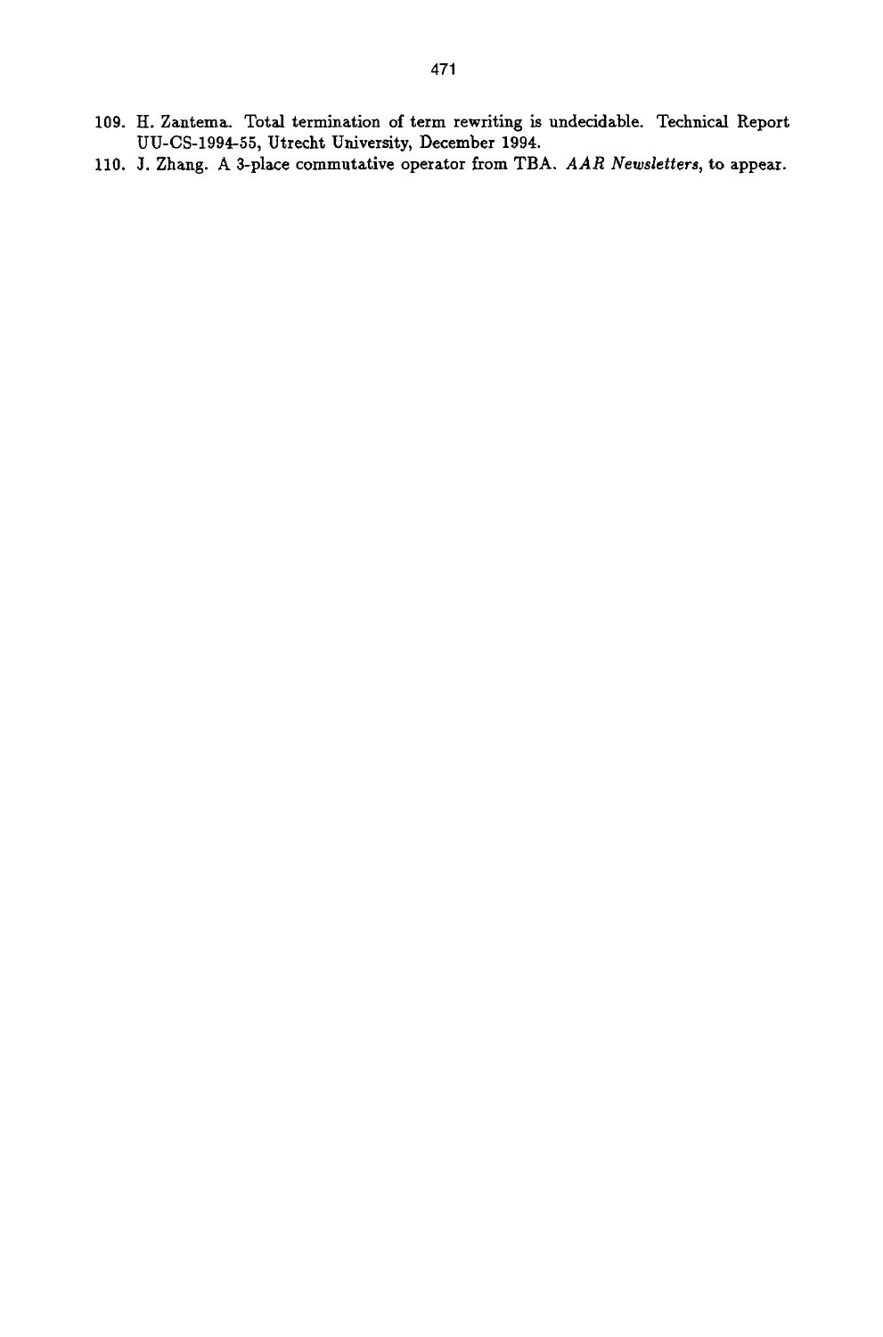109. H. Zantema. Total termination of term rewriting is undecidable. Technical Report UU-CS-1994-55, Utrecht University, December 1994.
110. J. Zhang. A 3-place commutative operator from TBA. *AAR Newsletters*, to appear.